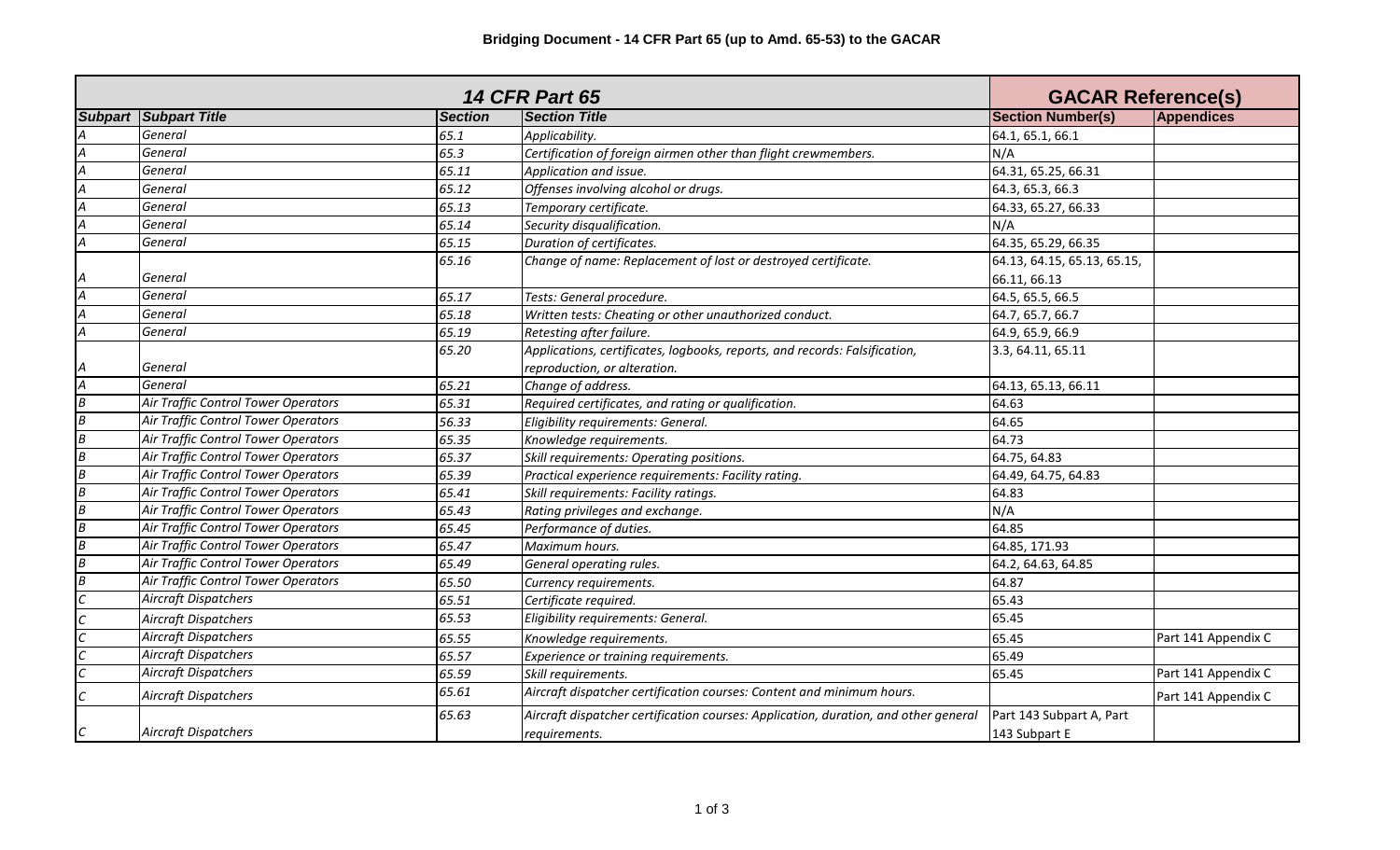# Bridging Document - 14 CFR Part 65 (up to Amd. 65-53) to the GACAR

| 14 CFR Part 65 | | | | GACAR Reference(s) | |
|---|---|---|---|---|---|
| **Subpart** | **Subpart Title** | **Section** | **Section Title** | **Section Number(s)** | **Appendices** |
| *A* | *General* | *65.1* | *Applicability.* | 64.1, 65.1, 66.1 | |
| *A* | *General* | *65.3* | *Certification of foreign airmen other than flight crewmembers.* | N/A | |
| *A* | *General* | *65.11* | *Application and issue.* | 64.31, 65.25, 66.31 | |
| *A* | *General* | *65.12* | *Offenses involving alcohol or drugs.* | 64.3, 65.3, 66.3 | |
| *A* | *General* | *65.13* | *Temporary certificate.* | 64.33, 65.27, 66.33 | |
| *A* | *General* | *65.14* | *Security disqualification.* | N/A | |
| *A* | *General* | *65.15* | *Duration of certificates.* | 64.35, 65.29, 66.35 | |
| *A* | *General* | *65.16* | *Change of name: Replacement of lost or destroyed certificate.* | 64.13, 64.15, 65.13, 65.15, 66.11, 66.13 | |
| *A* | *General* | *65.17* | *Tests: General procedure.* | 64.5, 65.5, 66.5 | |
| *A* | *General* | *65.18* | *Written tests: Cheating or other unauthorized conduct.* | 64.7, 65.7, 66.7 | |
| *A* | *General* | *65.19* | *Retesting after failure.* | 64.9, 65.9, 66.9 | |
| *A* | *General* | *65.20* | *Applications, certificates, logbooks, reports, and records: Falsification, reproduction, or alteration.* | 3.3, 64.11, 65.11 | |
| *A* | *General* | *65.21* | *Change of address.* | 64.13, 65.13, 66.11 | |
| *B* | *Air Traffic Control Tower Operators* | *65.31* | *Required certificates, and rating or qualification.* | 64.63 | |
| *B* | *Air Traffic Control Tower Operators* | *56.33* | *Eligibility requirements: General.* | 64.65 | |
| *B* | *Air Traffic Control Tower Operators* | *65.35* | *Knowledge requirements.* | 64.73 | |
| *B* | *Air Traffic Control Tower Operators* | *65.37* | *Skill requirements: Operating positions.* | 64.75, 64.83 | |
| *B* | *Air Traffic Control Tower Operators* | *65.39* | *Practical experience requirements: Facility rating.* | 64.49, 64.75, 64.83 | |
| *B* | *Air Traffic Control Tower Operators* | *65.41* | *Skill requirements: Facility ratings.* | 64.83 | |
| *B* | *Air Traffic Control Tower Operators* | *65.43* | *Rating privileges and exchange.* | N/A | |
| *B* | *Air Traffic Control Tower Operators* | *65.45* | *Performance of duties.* | 64.85 | |
| *B* | *Air Traffic Control Tower Operators* | *65.47* | *Maximum hours.* | 64.85, 171.93 | |
| *B* | *Air Traffic Control Tower Operators* | *65.49* | *General operating rules.* | 64.2, 64.63, 64.85 | |
| *B* | *Air Traffic Control Tower Operators* | *65.50* | *Currency requirements.* | 64.87 | |
| *C* | *Aircraft Dispatchers* | *65.51* | *Certificate required.* | 65.43 | |
| *C* | *Aircraft Dispatchers* | *65.53* | *Eligibility requirements: General.* | 65.45 | |
| *C* | *Aircraft Dispatchers* | *65.55* | *Knowledge requirements.* | 65.45 | Part 141 Appendix C |
| *C* | *Aircraft Dispatchers* | *65.57* | *Experience or training requirements.* | 65.49 | |
| *C* | *Aircraft Dispatchers* | *65.59* | *Skill requirements.* | 65.45 | Part 141 Appendix C |
| *C* | *Aircraft Dispatchers* | *65.61* | *Aircraft dispatcher certification courses: Content and minimum hours.* | | Part 141 Appendix C |
| *C* | *Aircraft Dispatchers* | *65.63* | *Aircraft dispatcher certification courses: Application, duration, and other general requirements.* | Part 143 Subpart A, Part 143 Subpart E | |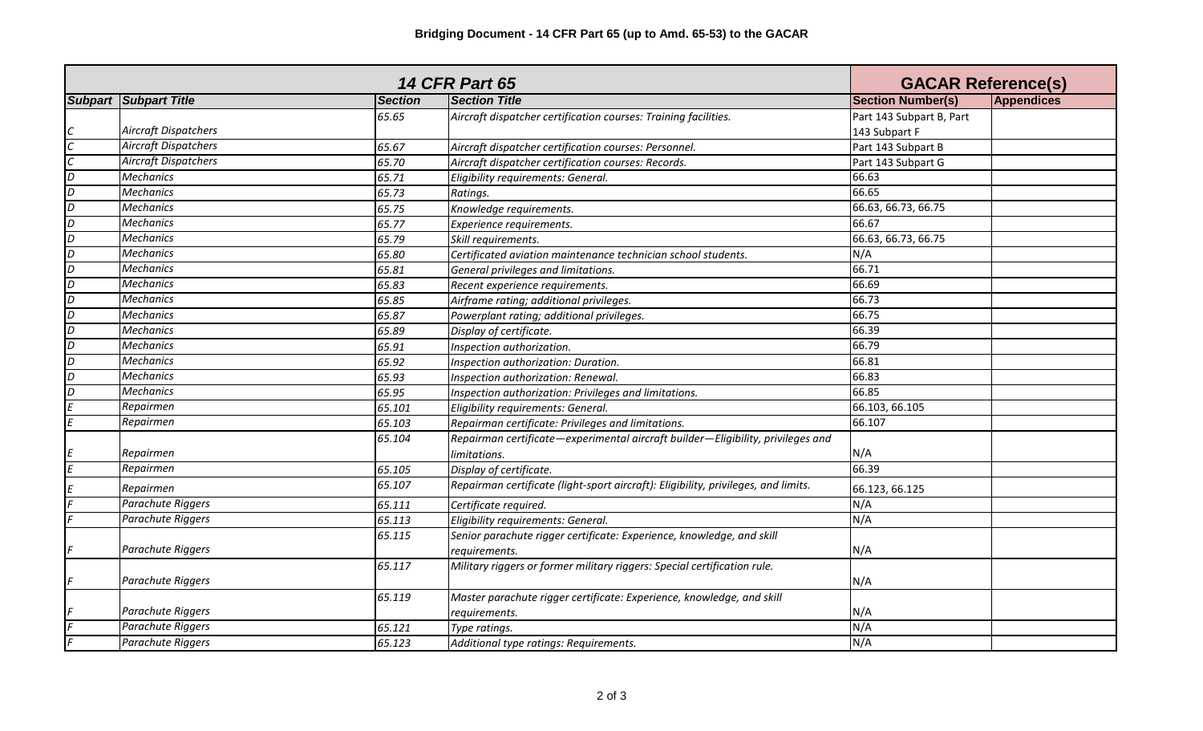**Bridging Document - 14 CFR Part 65 (up to Amd. 65-53) to the GACAR**

| 14 CFR Part 65 | | | | GACAR Reference(s) | |
|---|---|---|---|---|---|
| **Subpart** | **Subpart Title** | **Section** | **Section Title** | **Section Number(s)** | **Appendices** |
| C | *Aircraft Dispatchers* | *65.65* | *Aircraft dispatcher certification courses: Training facilities.* | Part 143 Subpart B, Part 143 Subpart F | |
| C | *Aircraft Dispatchers* | *65.67* | *Aircraft dispatcher certification courses: Personnel.* | Part 143 Subpart B | |
| C | *Aircraft Dispatchers* | *65.70* | *Aircraft dispatcher certification courses: Records.* | Part 143 Subpart G | |
| D | *Mechanics* | *65.71* | *Eligibility requirements: General.* | 66.63 | |
| D | *Mechanics* | *65.73* | *Ratings.* | 66.65 | |
| D | *Mechanics* | *65.75* | *Knowledge requirements.* | 66.63, 66.73, 66.75 | |
| D | *Mechanics* | *65.77* | *Experience requirements.* | 66.67 | |
| D | *Mechanics* | *65.79* | *Skill requirements.* | 66.63, 66.73, 66.75 | |
| D | *Mechanics* | *65.80* | *Certificated aviation maintenance technician school students.* | N/A | |
| D | *Mechanics* | *65.81* | *General privileges and limitations.* | 66.71 | |
| D | *Mechanics* | *65.83* | *Recent experience requirements.* | 66.69 | |
| D | *Mechanics* | *65.85* | *Airframe rating; additional privileges.* | 66.73 | |
| D | *Mechanics* | *65.87* | *Powerplant rating; additional privileges.* | 66.75 | |
| D | *Mechanics* | *65.89* | *Display of certificate.* | 66.39 | |
| D | *Mechanics* | *65.91* | *Inspection authorization.* | 66.79 | |
| D | *Mechanics* | *65.92* | *Inspection authorization: Duration.* | 66.81 | |
| D | *Mechanics* | *65.93* | *Inspection authorization: Renewal.* | 66.83 | |
| D | *Mechanics* | *65.95* | *Inspection authorization: Privileges and limitations.* | 66.85 | |
| E | *Repairmen* | *65.101* | *Eligibility requirements: General.* | 66.103, 66.105 | |
| E | *Repairmen* | *65.103* | *Repairman certificate: Privileges and limitations.* | 66.107 | |
| E | *Repairmen* | *65.104* | *Repairman certificate—experimental aircraft builder—Eligibility, privileges and limitations.* | N/A | |
| E | *Repairmen* | *65.105* | *Display of certificate.* | 66.39 | |
| E | *Repairmen* | *65.107* | *Repairman certificate (light-sport aircraft): Eligibility, privileges, and limits.* | 66.123, 66.125 | |
| F | *Parachute Riggers* | *65.111* | *Certificate required.* | N/A | |
| F | *Parachute Riggers* | *65.113* | *Eligibility requirements: General.* | N/A | |
| F | *Parachute Riggers* | *65.115* | *Senior parachute rigger certificate: Experience, knowledge, and skill requirements.* | N/A | |
| F | *Parachute Riggers* | *65.117* | *Military riggers or former military riggers: Special certification rule.* | N/A | |
| F | *Parachute Riggers* | *65.119* | *Master parachute rigger certificate: Experience, knowledge, and skill requirements.* | N/A | |
| F | *Parachute Riggers* | *65.121* | *Type ratings.* | N/A | |
| F | *Parachute Riggers* | *65.123* | *Additional type ratings: Requirements.* | N/A | |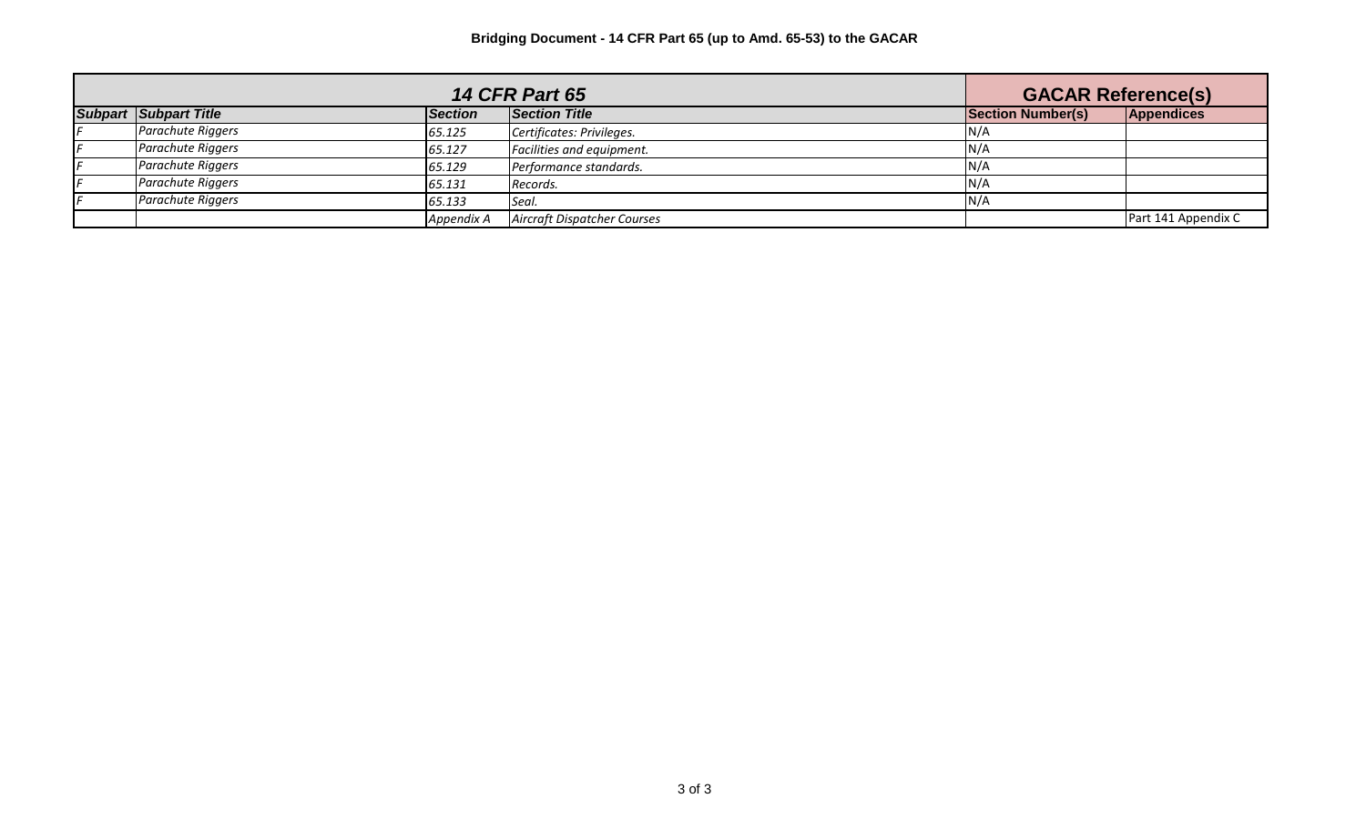**Bridging Document - 14 CFR Part 65 (up to Amd. 65-53) to the GACAR**

| 14 CFR Part 65 | | | | GACAR Reference(s) | |
|---|---|---|---|---|---|
| **Subpart** | **Subpart Title** | **Section** | **Section Title** | **Section Number(s)** | **Appendices** |
| *F* | *Parachute Riggers* | *65.125* | *Certificates: Privileges.* | N/A | |
| *F* | *Parachute Riggers* | *65.127* | *Facilities and equipment.* | N/A | |
| *F* | *Parachute Riggers* | *65.129* | *Performance standards.* | N/A | |
| *F* | *Parachute Riggers* | *65.131* | *Records.* | N/A | |
| *F* | *Parachute Riggers* | *65.133* | *Seal.* | N/A | |
| | | *Appendix A* | *Aircraft Dispatcher Courses* | | Part 141 Appendix C |